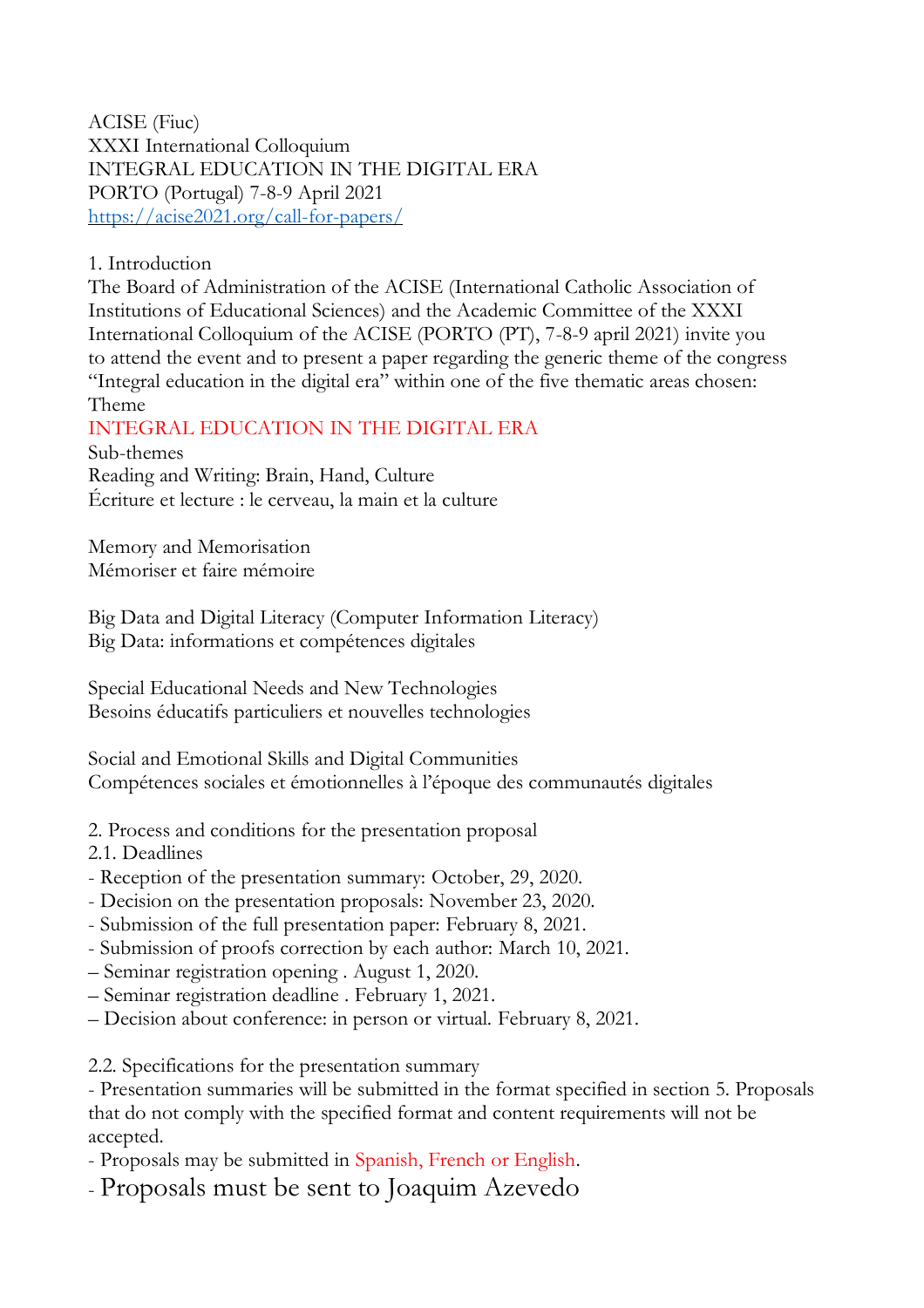ACISE (Fiuc)
XXXI International Colloquium
INTEGRAL EDUCATION IN THE DIGITAL ERA
PORTO (Portugal) 7-8-9 April 2021
https://acise2021.org/call-for-papers/

## 1. Introduction

The Board of Administration of the ACISE (International Catholic Association of Institutions of Educational Sciences) and the Academic Committee of the XXXI International Colloquium of the ACISE (PORTO (PT), 7-8-9 april 2021) invite you to attend the event and to present a paper regarding the generic theme of the congress "Integral education in the digital era" within one of the five thematic areas chosen:

Theme

INTEGRAL EDUCATION IN THE DIGITAL ERA

Sub-themes

Reading and Writing: Brain, Hand, Culture
Écriture et lecture : le cerveau, la main et la culture

Memory and Memorisation
Mémoriser et faire mémoire

Big Data and Digital Literacy (Computer Information Literacy)
Big Data: informations et compétences digitales

Special Educational Needs and New Technologies
Besoins éducatifs particuliers et nouvelles technologies

Social and Emotional Skills and Digital Communities
Compétences sociales et émotionnelles à l'époque des communautés digitales

## 2. Process and conditions for the presentation proposal

### 2.1. Deadlines

- Reception of the presentation summary: October, 29, 2020.
- Decision on the presentation proposals: November 23, 2020.
- Submission of the full presentation paper: February 8, 2021.
- Submission of proofs correction by each author: March 10, 2021.
- Seminar registration opening . August 1, 2020.
- Seminar registration deadline . February 1, 2021.
- Decision about conference: in person or virtual. February 8, 2021.

### 2.2. Specifications for the presentation summary

- Presentation summaries will be submitted in the format specified in section 5. Proposals that do not comply with the specified format and content requirements will not be accepted.
- Proposals may be submitted in Spanish, French or English.
- Proposals must be sent to Joaquim Azevedo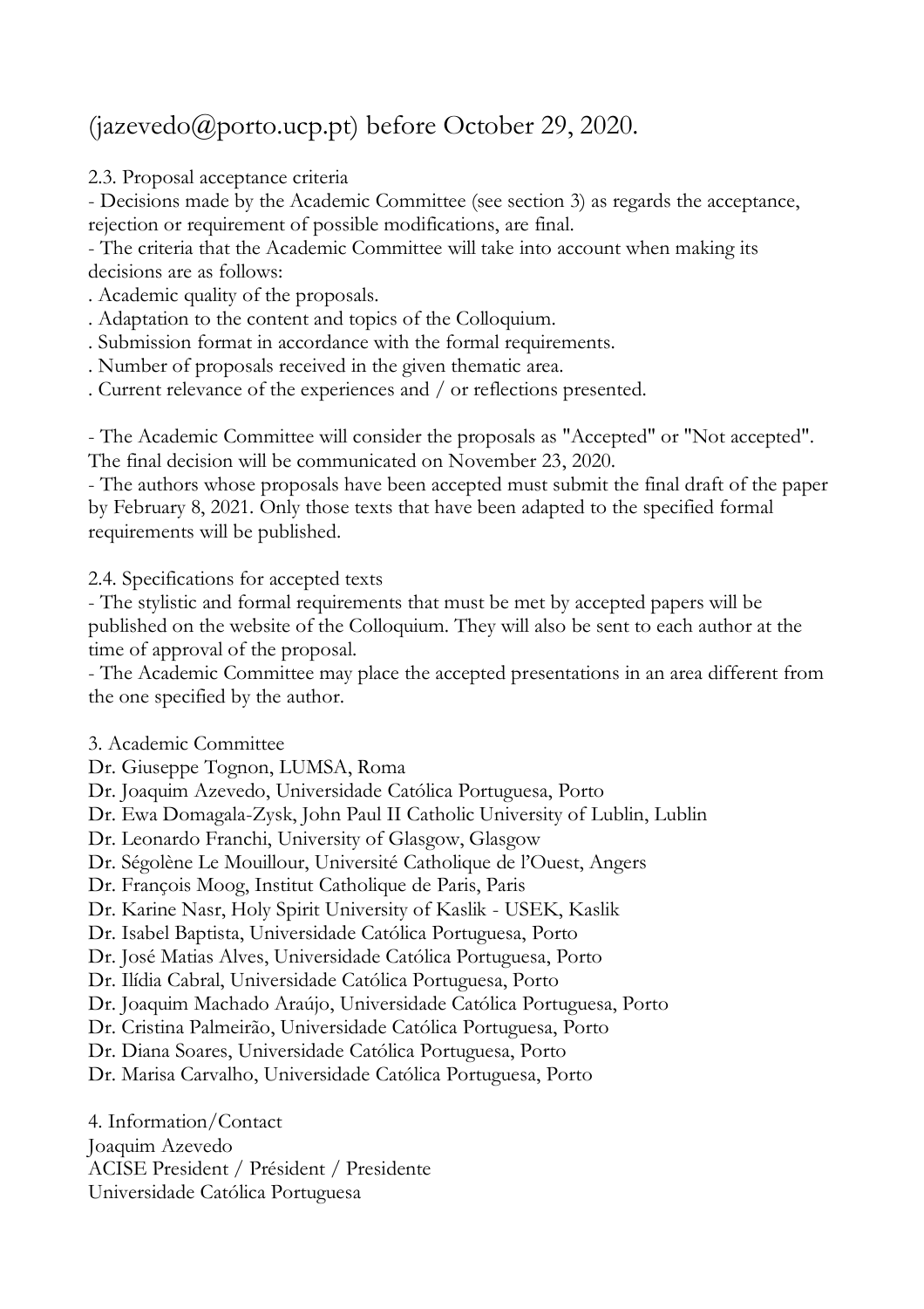(jazevedo@porto.ucp.pt) before October 29, 2020.

2.3. Proposal acceptance criteria

- Decisions made by the Academic Committee (see section 3) as regards the acceptance, rejection or requirement of possible modifications, are final.
- The criteria that the Academic Committee will take into account when making its decisions are as follows:

. Academic quality of the proposals.
. Adaptation to the content and topics of the Colloquium.
. Submission format in accordance with the formal requirements.
. Number of proposals received in the given thematic area.
. Current relevance of the experiences and / or reflections presented.

- The Academic Committee will consider the proposals as "Accepted" or "Not accepted". The final decision will be communicated on November 23, 2020.
- The authors whose proposals have been accepted must submit the final draft of the paper by February 8, 2021. Only those texts that have been adapted to the specified formal requirements will be published.

2.4. Specifications for accepted texts

- The stylistic and formal requirements that must be met by accepted papers will be published on the website of the Colloquium. They will also be sent to each author at the time of approval of the proposal.
- The Academic Committee may place the accepted presentations in an area different from the one specified by the author.

3. Academic Committee

Dr. Giuseppe Tognon, LUMSA, Roma
Dr. Joaquim Azevedo, Universidade Católica Portuguesa, Porto
Dr. Ewa Domagala-Zysk, John Paul II Catholic University of Lublin, Lublin
Dr. Leonardo Franchi, University of Glasgow, Glasgow
Dr. Ségolène Le Mouillour, Université Catholique de l'Ouest, Angers
Dr. François Moog, Institut Catholique de Paris, Paris
Dr. Karine Nasr, Holy Spirit University of Kaslik - USEK, Kaslik
Dr. Isabel Baptista, Universidade Católica Portuguesa, Porto
Dr. José Matias Alves, Universidade Católica Portuguesa, Porto
Dr. Ilídia Cabral, Universidade Católica Portuguesa, Porto
Dr. Joaquim Machado Araújo, Universidade Católica Portuguesa, Porto
Dr. Cristina Palmeirão, Universidade Católica Portuguesa, Porto
Dr. Diana Soares, Universidade Católica Portuguesa, Porto
Dr. Marisa Carvalho, Universidade Católica Portuguesa, Porto

4. Information/Contact

Joaquim Azevedo
ACISE President / Président / Presidente
Universidade Católica Portuguesa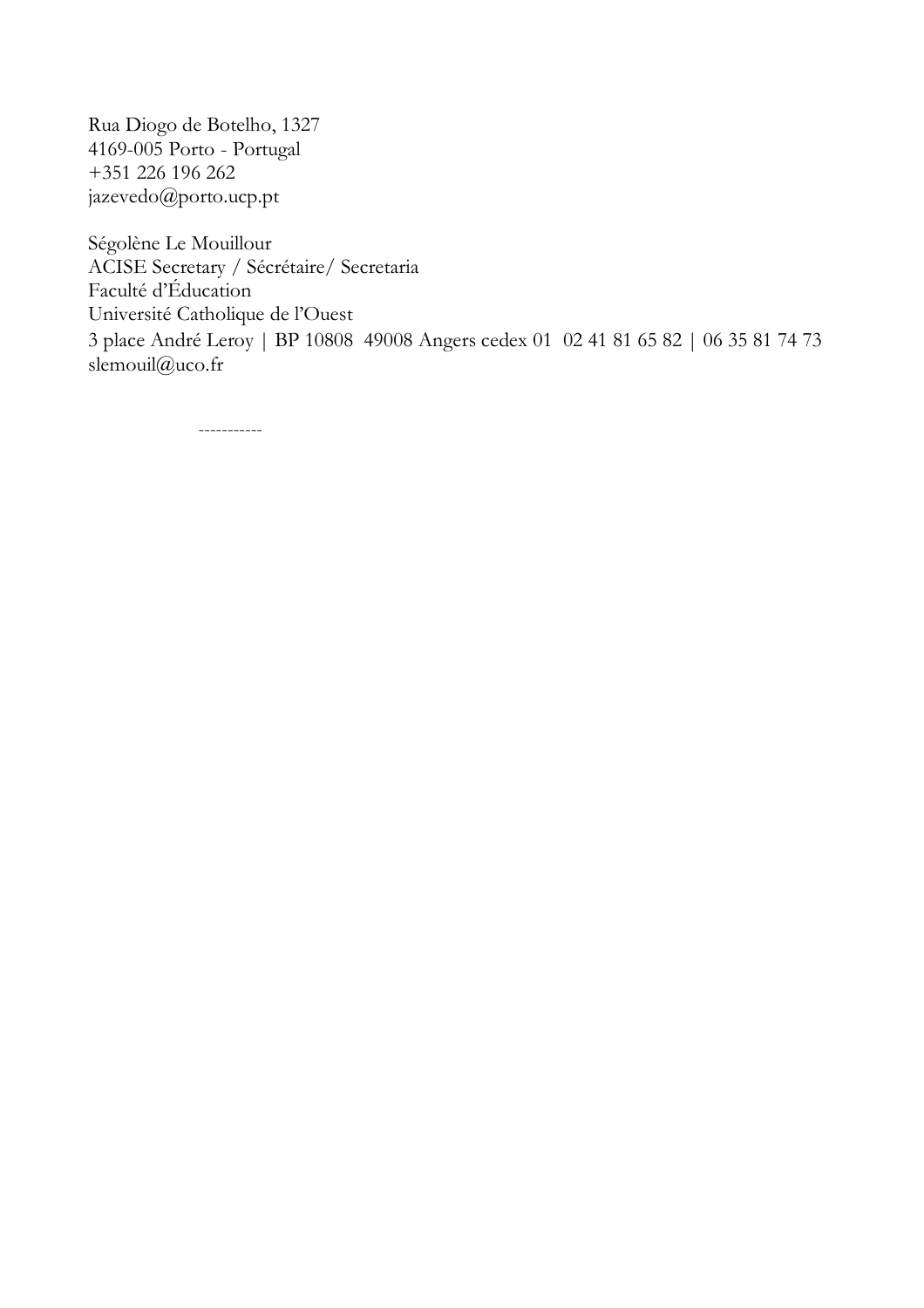Rua Diogo de Botelho, 1327
4169-005 Porto - Portugal
+351 226 196 262
jazevedo@porto.ucp.pt

Ségolène Le Mouillour
ACISE Secretary / Sécrétaire/ Secretaria
Faculté d'Éducation
Université Catholique de l'Ouest
3 place André Leroy | BP 10808  49008 Angers cedex 01  02 41 81 65 82 | 06 35 81 74 73
slemouil@uco.fr

-----------